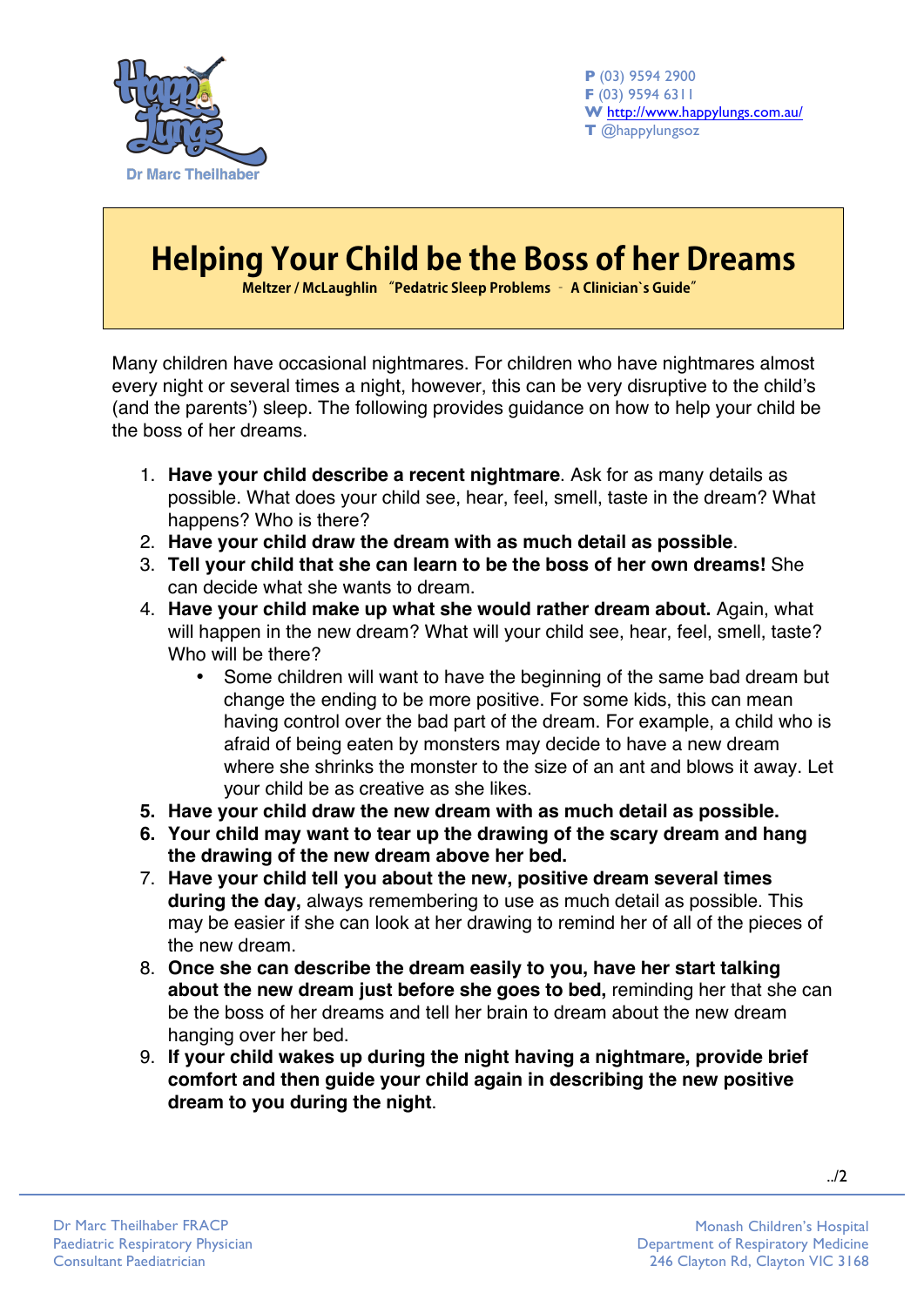Dr Marc Theilhaber

**P** (03) 9594 2900
**F** (03) 9594 6311
**W** http://www.happylungs.com.au/
**T** @happylungsoz

# Helping Your Child be the Boss of her Dreams

**Meltzer / McLaughlin "Pedatric Sleep Problems - A Clinician`s Guide"**

Many children have occasional nightmares. For children who have nightmares almost every night or several times a night, however, this can be very disruptive to the child's (and the parents') sleep. The following provides guidance on how to help your child be the boss of her dreams.

1. **Have your child describe a recent nightmare**. Ask for as many details as possible. What does your child see, hear, feel, smell, taste in the dream? What happens? Who is there?
2. **Have your child draw the dream with as much detail as possible**.
3. **Tell your child that she can learn to be the boss of her own dreams!** She can decide what she wants to dream.
4. **Have your child make up what she would rather dream about.** Again, what will happen in the new dream? What will your child see, hear, feel, smell, taste? Who will be there?
   - Some children will want to have the beginning of the same bad dream but change the ending to be more positive. For some kids, this can mean having control over the bad part of the dream. For example, a child who is afraid of being eaten by monsters may decide to have a new dream where she shrinks the monster to the size of an ant and blows it away. Let your child be as creative as she likes.
5. **Have your child draw the new dream with as much detail as possible.**
6. **Your child may want to tear up the drawing of the scary dream and hang the drawing of the new dream above her bed.**
7. **Have your child tell you about the new, positive dream several times during the day,** always remembering to use as much detail as possible. This may be easier if she can look at her drawing to remind her of all of the pieces of the new dream.
8. **Once she can describe the dream easily to you, have her start talking about the new dream just before she goes to bed,** reminding her that she can be the boss of her dreams and tell her brain to dream about the new dream hanging over her bed.
9. **If your child wakes up during the night having a nightmare, provide brief comfort and then guide your child again in describing the new positive dream to you during the night**.

../2

Dr Marc Theilhaber FRACP
Paediatric Respiratory Physician
Consultant Paediatrician

Monash Children's Hospital
Department of Respiratory Medicine
246 Clayton Rd, Clayton VIC 3168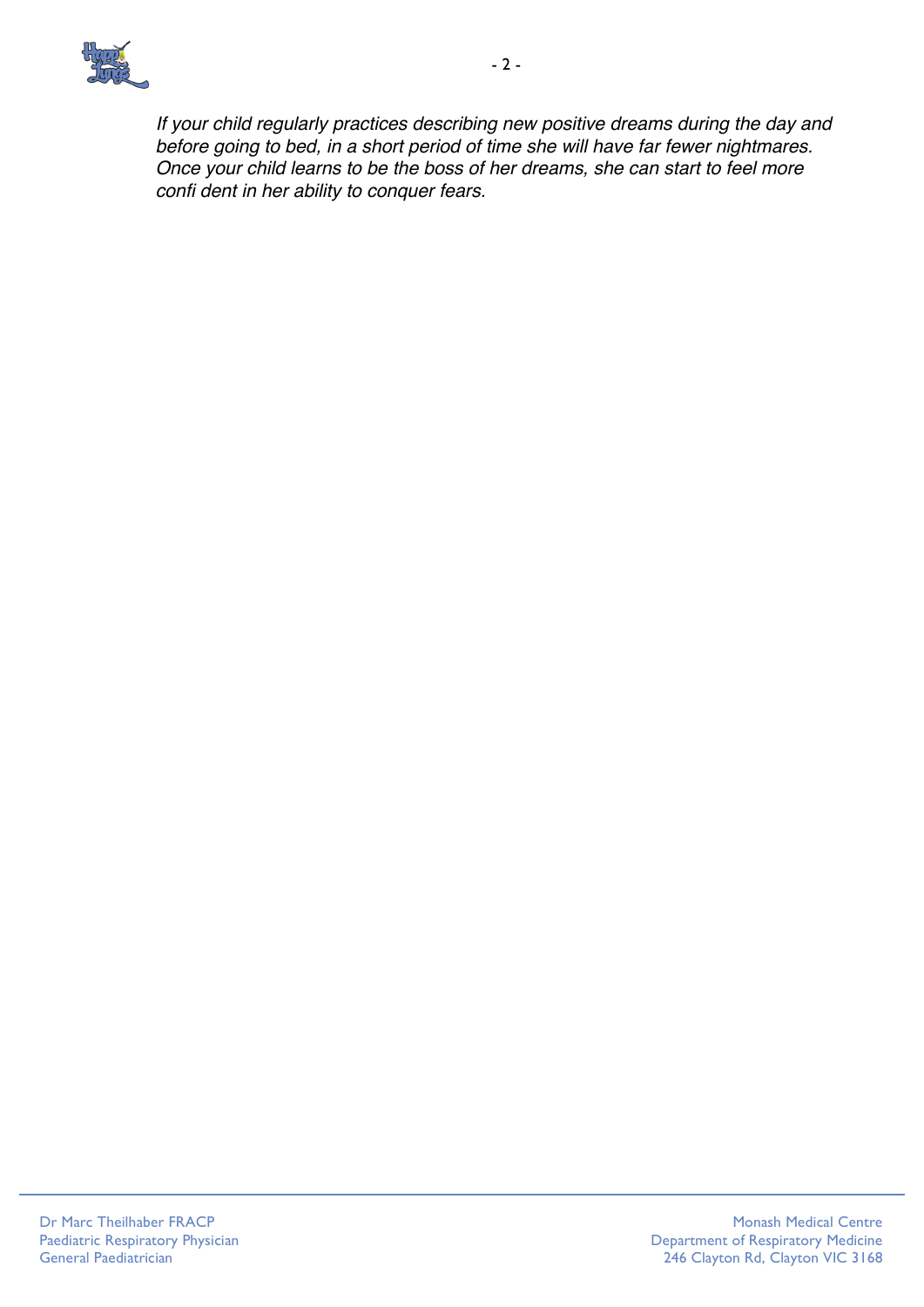*If your child regularly practices describing new positive dreams during the day and before going to bed, in a short period of time she will have far fewer nightmares. Once your child learns to be the boss of her dreams, she can start to feel more confident in her ability to conquer fears.*